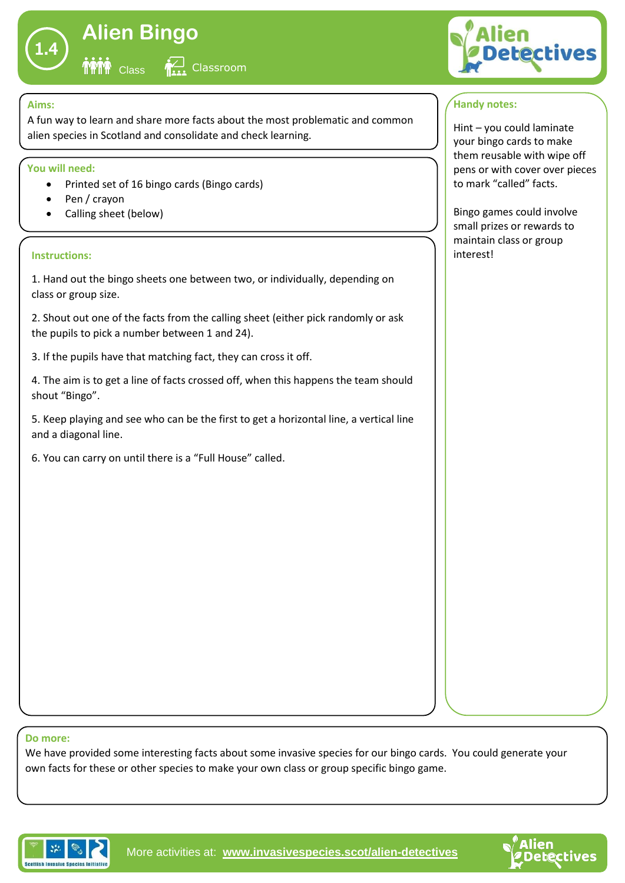# 1.4 Alien Bingo

Class | Classroom

## Aims:

A fun way to learn and share more facts about the most problematic and common alien species in Scotland and consolidate and check learning.

## You will need:

- Printed set of 16 bingo cards (Bingo cards)
- Pen / crayon
- Calling sheet (below)

## Instructions:

1. Hand out the bingo sheets one between two, or individually, depending on class or group size.

2. Shout out one of the facts from the calling sheet (either pick randomly or ask the pupils to pick a number between 1 and 24).

3. If the pupils have that matching fact, they can cross it off.

4. The aim is to get a line of facts crossed off, when this happens the team should shout "Bingo".

5. Keep playing and see who can be the first to get a horizontal line, a vertical line and a diagonal line.

6. You can carry on until there is a "Full House" called.

## Handy notes:

Hint – you could laminate your bingo cards to make them reusable with wipe off pens or with cover over pieces to mark "called" facts.

Bingo games could involve small prizes or rewards to maintain class or group interest!

## Do more:

We have provided some interesting facts about some invasive species for our bingo cards. You could generate your own facts for these or other species to make your own class or group specific bingo game.

More activities at: www.invasivespecies.scot/alien-detectives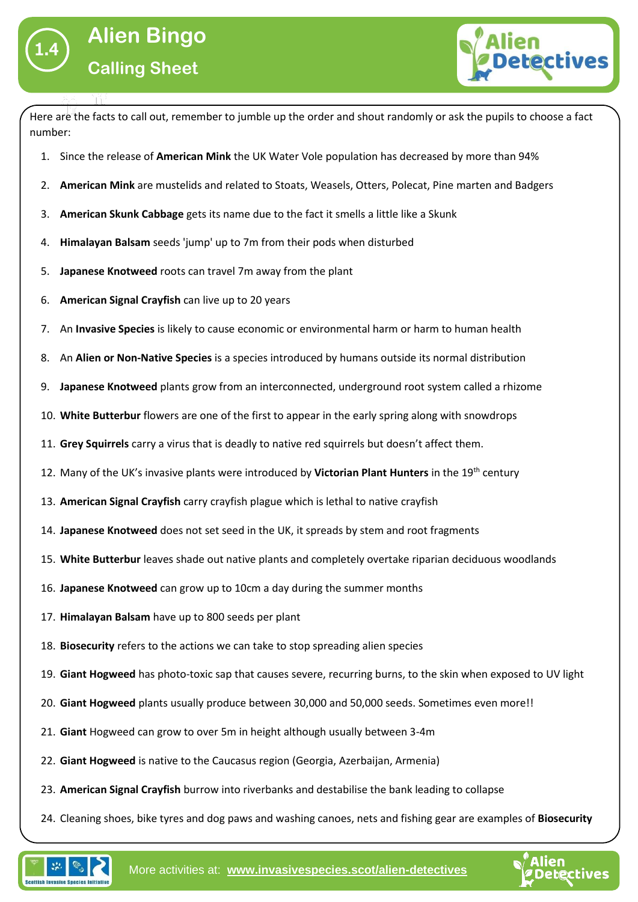# 1.4 Alien Bingo

## Calling Sheet

Here are the facts to call out, remember to jumble up the order and shout randomly or ask the pupils to choose a fact number:

1. Since the release of **American Mink** the UK Water Vole population has decreased by more than 94%
2. **American Mink** are mustelids and related to Stoats, Weasels, Otters, Polecat, Pine marten and Badgers
3. **American Skunk Cabbage** gets its name due to the fact it smells a little like a Skunk
4. **Himalayan Balsam** seeds 'jump' up to 7m from their pods when disturbed
5. **Japanese Knotweed** roots can travel 7m away from the plant
6. **American Signal Crayfish** can live up to 20 years
7. An **Invasive Species** is likely to cause economic or environmental harm or harm to human health
8. An **Alien or Non-Native Species** is a species introduced by humans outside its normal distribution
9. **Japanese Knotweed** plants grow from an interconnected, underground root system called a rhizome
10. **White Butterbur** flowers are one of the first to appear in the early spring along with snowdrops
11. **Grey Squirrels** carry a virus that is deadly to native red squirrels but doesn't affect them.
12. Many of the UK's invasive plants were introduced by **Victorian Plant Hunters** in the 19th century
13. **American Signal Crayfish** carry crayfish plague which is lethal to native crayfish
14. **Japanese Knotweed** does not set seed in the UK, it spreads by stem and root fragments
15. **White Butterbur** leaves shade out native plants and completely overtake riparian deciduous woodlands
16. **Japanese Knotweed** can grow up to 10cm a day during the summer months
17. **Himalayan Balsam** have up to 800 seeds per plant
18. **Biosecurity** refers to the actions we can take to stop spreading alien species
19. **Giant Hogweed** has photo-toxic sap that causes severe, recurring burns, to the skin when exposed to UV light
20. **Giant Hogweed** plants usually produce between 30,000 and 50,000 seeds. Sometimes even more!!
21. **Giant** Hogweed can grow to over 5m in height although usually between 3-4m
22. **Giant Hogweed** is native to the Caucasus region (Georgia, Azerbaijan, Armenia)
23. **American Signal Crayfish** burrow into riverbanks and destabilise the bank leading to collapse
24. Cleaning shoes, bike tyres and dog paws and washing canoes, nets and fishing gear are examples of **Biosecurity**

More activities at: www.invasivespecies.scot/alien-detectives